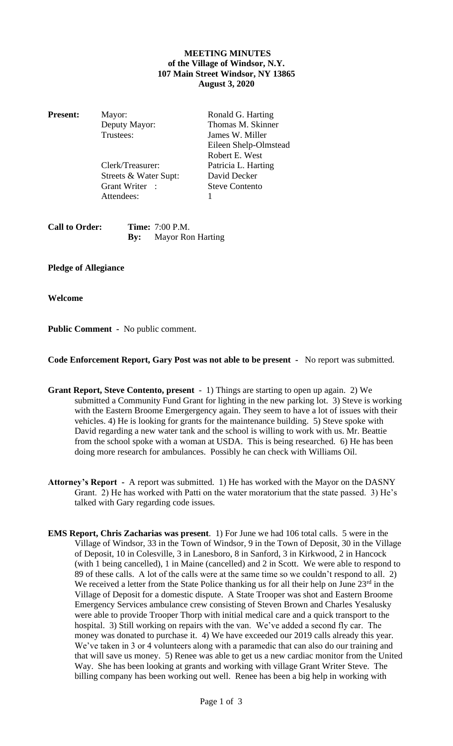**MEETING MINUTES**
**of the Village of Windsor, N.Y.**
**107 Main Street Windsor, NY 13865**
**August 3, 2020**

| **Present:** | Mayor: | Ronald G. Harting |
|---|---|---|
| | Deputy Mayor: | Thomas M. Skinner |
| | Trustees: | James W. Miller |
| | | Eileen Shelp-Olmstead |
| | | Robert E. West |
| | Clerk/Treasurer: | Patricia L. Harting |
| | Streets & Water Supt: | David Decker |
| | Grant Writer : | Steve Contento |
| | Attendees: | 1 |

**Call to Order:** **Time:** 7:00 P.M.
**By:** Mayor Ron Harting

**Pledge of Allegiance**

**Welcome**

**Public Comment -** No public comment.

**Code Enforcement Report, Gary Post was not able to be present -** No report was submitted.

**Grant Report, Steve Contento, present** - 1) Things are starting to open up again. 2) We submitted a Community Fund Grant for lighting in the new parking lot. 3) Steve is working with the Eastern Broome Emergergency again. They seem to have a lot of issues with their vehicles. 4) He is looking for grants for the maintenance building. 5) Steve spoke with David regarding a new water tank and the school is willing to work with us. Mr. Beattie from the school spoke with a woman at USDA. This is being researched. 6) He has been doing more research for ambulances. Possibly he can check with Williams Oil.

**Attorney's Report -** A report was submitted. 1) He has worked with the Mayor on the DASNY Grant. 2) He has worked with Patti on the water moratorium that the state passed. 3) He's talked with Gary regarding code issues.

**EMS Report, Chris Zacharias was present**. 1) For June we had 106 total calls. 5 were in the Village of Windsor, 33 in the Town of Windsor, 9 in the Town of Deposit, 30 in the Village of Deposit, 10 in Colesville, 3 in Lanesboro, 8 in Sanford, 3 in Kirkwood, 2 in Hancock (with 1 being cancelled), 1 in Maine (cancelled) and 2 in Scott. We were able to respond to 89 of these calls. A lot of the calls were at the same time so we couldn't respond to all. 2) We received a letter from the State Police thanking us for all their help on June 23rd in the Village of Deposit for a domestic dispute. A State Trooper was shot and Eastern Broome Emergency Services ambulance crew consisting of Steven Brown and Charles Yesalusky were able to provide Trooper Thorp with initial medical care and a quick transport to the hospital. 3) Still working on repairs with the van. We've added a second fly car. The money was donated to purchase it. 4) We have exceeded our 2019 calls already this year. We've taken in 3 or 4 volunteers along with a paramedic that can also do our training and that will save us money. 5) Renee was able to get us a new cardiac monitor from the United Way. She has been looking at grants and working with village Grant Writer Steve. The billing company has been working out well. Renee has been a big help in working with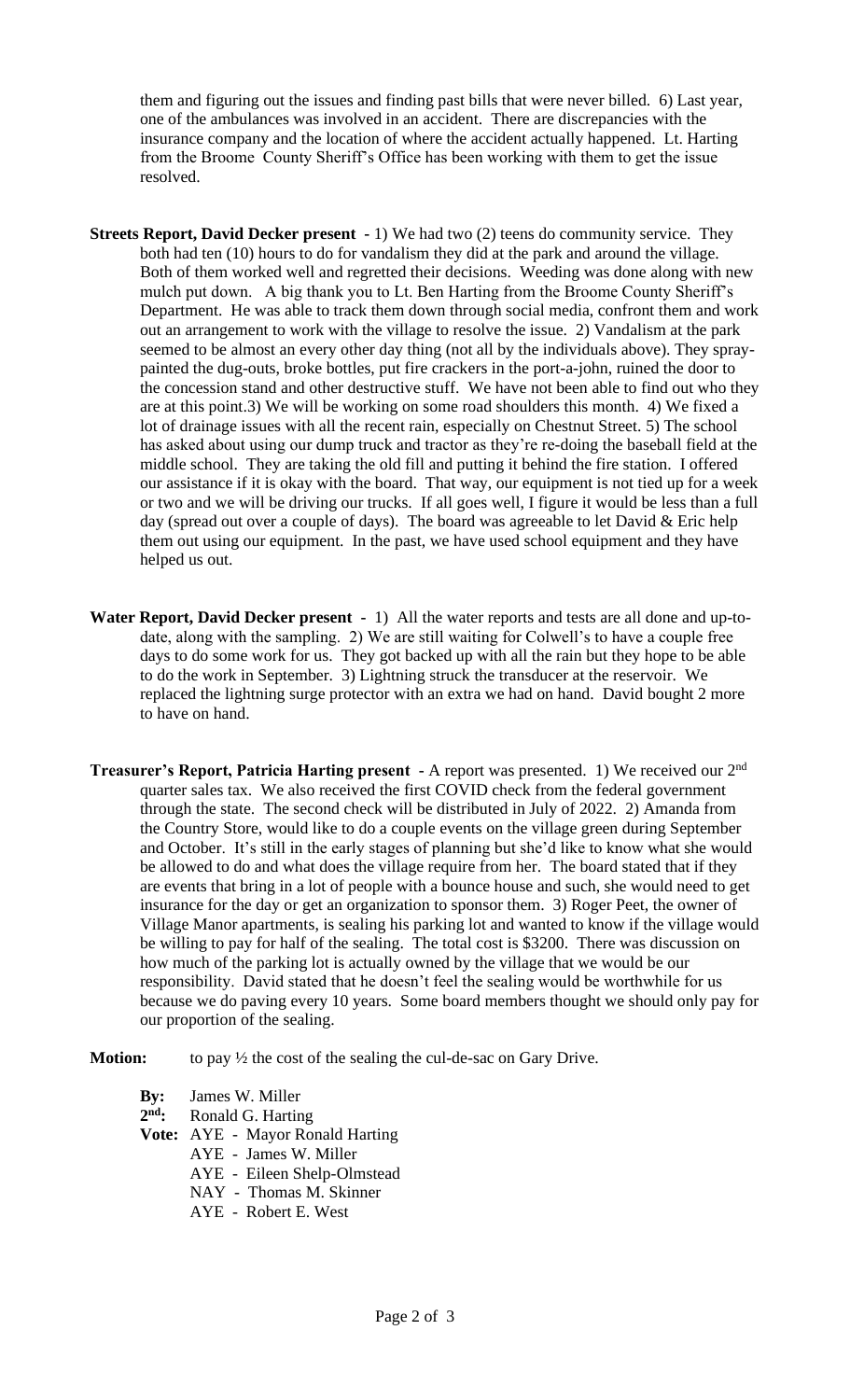them and figuring out the issues and finding past bills that were never billed. 6) Last year, one of the ambulances was involved in an accident. There are discrepancies with the insurance company and the location of where the accident actually happened. Lt. Harting from the Broome County Sheriff's Office has been working with them to get the issue resolved.

**Streets Report, David Decker present -** 1) We had two (2) teens do community service. They both had ten (10) hours to do for vandalism they did at the park and around the village. Both of them worked well and regretted their decisions. Weeding was done along with new mulch put down. A big thank you to Lt. Ben Harting from the Broome County Sheriff's Department. He was able to track them down through social media, confront them and work out an arrangement to work with the village to resolve the issue. 2) Vandalism at the park seemed to be almost an every other day thing (not all by the individuals above). They spray-painted the dug-outs, broke bottles, put fire crackers in the port-a-john, ruined the door to the concession stand and other destructive stuff. We have not been able to find out who they are at this point.3) We will be working on some road shoulders this month. 4) We fixed a lot of drainage issues with all the recent rain, especially on Chestnut Street. 5) The school has asked about using our dump truck and tractor as they're re-doing the baseball field at the middle school. They are taking the old fill and putting it behind the fire station. I offered our assistance if it is okay with the board. That way, our equipment is not tied up for a week or two and we will be driving our trucks. If all goes well, I figure it would be less than a full day (spread out over a couple of days). The board was agreeable to let David & Eric help them out using our equipment. In the past, we have used school equipment and they have helped us out.

**Water Report, David Decker present -** 1) All the water reports and tests are all done and up-to-date, along with the sampling. 2) We are still waiting for Colwell's to have a couple free days to do some work for us. They got backed up with all the rain but they hope to be able to do the work in September. 3) Lightning struck the transducer at the reservoir. We replaced the lightning surge protector with an extra we had on hand. David bought 2 more to have on hand.

**Treasurer's Report, Patricia Harting present -** A report was presented. 1) We received our 2nd quarter sales tax. We also received the first COVID check from the federal government through the state. The second check will be distributed in July of 2022. 2) Amanda from the Country Store, would like to do a couple events on the village green during September and October. It's still in the early stages of planning but she'd like to know what she would be allowed to do and what does the village require from her. The board stated that if they are events that bring in a lot of people with a bounce house and such, she would need to get insurance for the day or get an organization to sponsor them. 3) Roger Peet, the owner of Village Manor apartments, is sealing his parking lot and wanted to know if the village would be willing to pay for half of the sealing. The total cost is $3200. There was discussion on how much of the parking lot is actually owned by the village that we would be our responsibility. David stated that he doesn't feel the sealing would be worthwhile for us because we do paving every 10 years. Some board members thought we should only pay for our proportion of the sealing.

**Motion:** to pay ½ the cost of the sealing the cul-de-sac on Gary Drive.

**By:** James W. Miller
**2nd:** Ronald G. Harting
**Vote:** AYE - Mayor Ronald Harting
AYE - James W. Miller
AYE - Eileen Shelp-Olmstead
NAY - Thomas M. Skinner
AYE - Robert E. West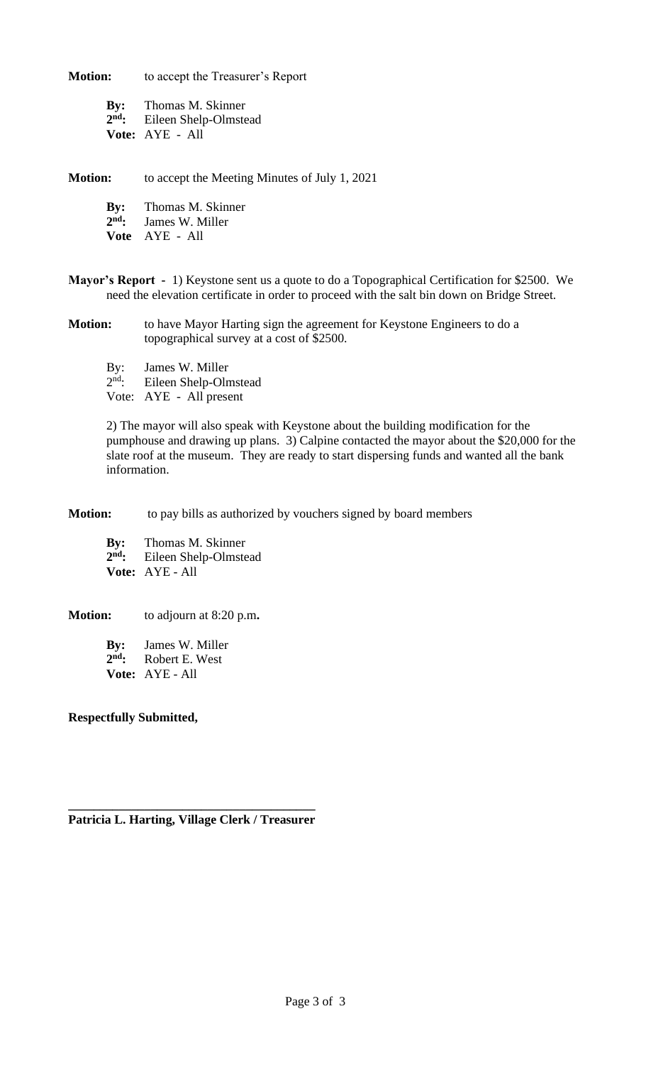**Motion:** to accept the Treasurer's Report

**By:** Thomas M. Skinner
**2nd:** Eileen Shelp-Olmstead
**Vote:** AYE - All

**Motion:** to accept the Meeting Minutes of July 1, 2021

**By:** Thomas M. Skinner
**2nd:** James W. Miller
**Vote** AYE - All

**Mayor's Report -** 1) Keystone sent us a quote to do a Topographical Certification for $2500. We need the elevation certificate in order to proceed with the salt bin down on Bridge Street.

**Motion:** to have Mayor Harting sign the agreement for Keystone Engineers to do a topographical survey at a cost of $2500.

By: James W. Miller
2nd: Eileen Shelp-Olmstead
Vote: AYE - All present

2) The mayor will also speak with Keystone about the building modification for the pumphouse and drawing up plans. 3) Calpine contacted the mayor about the $20,000 for the slate roof at the museum. They are ready to start dispersing funds and wanted all the bank information.

**Motion:** to pay bills as authorized by vouchers signed by board members

**By:** Thomas M. Skinner
**2nd:** Eileen Shelp-Olmstead
**Vote:** AYE - All

**Motion:** to adjourn at 8:20 p.m**.**

**By:** James W. Miller
**2nd:** Robert E. West
**Vote:** AYE - All

**Respectfully Submitted,**

**\_\_\_\_\_\_\_\_\_\_\_\_\_\_\_\_\_\_\_\_\_\_\_\_\_\_\_\_\_\_\_\_\_\_\_\_\_\_**
**Patricia L. Harting, Village Clerk / Treasurer**